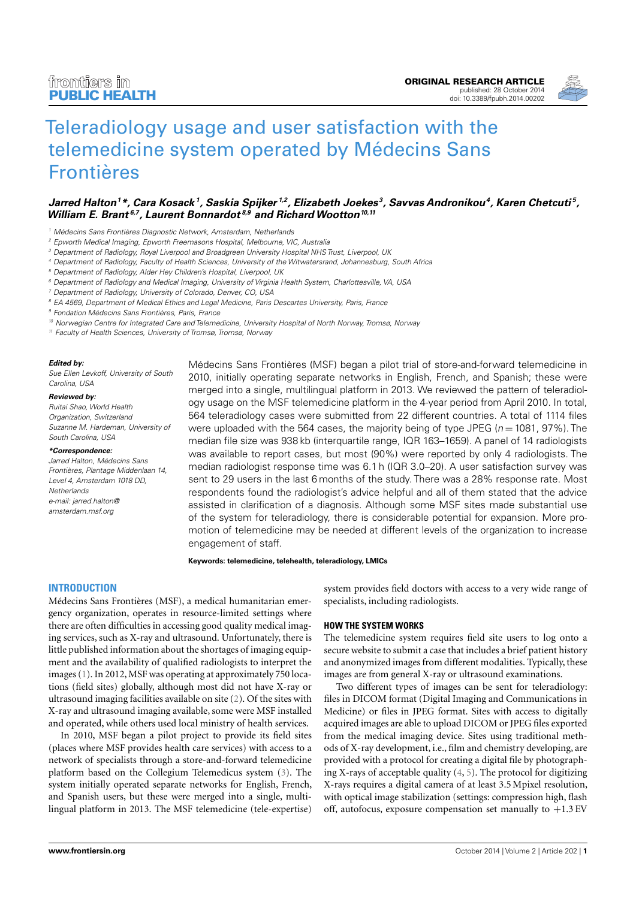ORIGINAL RESEARCH ARTICLE
published: 28 October 2014
doi: 10.3389/fpubh.2014.00202

# Teleradiology usage and user satisfaction with the telemedicine system operated by Médecins Sans Frontières

***Jarred Halton[1]\*, Cara Kosack[1], Saskia Spijker[1,2], Elizabeth Joekes[3], Savvas Andronikou[4], Karen Chetcuti[5], William E. Brant[6,7], Laurent Bonnardot[8,9] and Richard Wootton[10,11]***

[1] Médecins Sans Frontières Diagnostic Network, Amsterdam, Netherlands
[2] Epworth Medical Imaging, Epworth Freemasons Hospital, Melbourne, VIC, Australia
[3] Department of Radiology, Royal Liverpool and Broadgreen University Hospital NHS Trust, Liverpool, UK
[4] Department of Radiology, Faculty of Health Sciences, University of the Witwatersrand, Johannesburg, South Africa
[5] Department of Radiology, Alder Hey Children's Hospital, Liverpool, UK
[6] Department of Radiology and Medical Imaging, University of Virginia Health System, Charlottesville, VA, USA
[7] Department of Radiology, University of Colorado, Denver, CO, USA
[8] EA 4569, Department of Medical Ethics and Legal Medicine, Paris Descartes University, Paris, France
[9] Fondation Médecins Sans Frontières, Paris, France
[10] Norwegian Centre for Integrated Care and Telemedicine, University Hospital of North Norway, Tromsø, Norway
[11] Faculty of Health Sciences, University of Tromsø, Tromsø, Norway

***Edited by:***
*Sue Ellen Levkoff, University of South Carolina, USA*

***Reviewed by:***
*Ruitai Shao, World Health Organization, Switzerland*
*Suzanne M. Hardeman, University of South Carolina, USA*

***\*Correspondence:***
*Jarred Halton, Médecins Sans Frontières, Plantage Middenlaan 14, Level 4, Amsterdam 1018 DD, Netherlands*
*e-mail: jarred.halton@amsterdam.msf.org*

Médecins Sans Frontières (MSF) began a pilot trial of store-and-forward telemedicine in 2010, initially operating separate networks in English, French, and Spanish; these were merged into a single, multilingual platform in 2013. We reviewed the pattern of teleradiology usage on the MSF telemedicine platform in the 4-year period from April 2010. In total, 564 teleradiology cases were submitted from 22 different countries. A total of 1114 files were uploaded with the 564 cases, the majority being of type JPEG ($n = 1081$, 97%). The median file size was 938 kb (interquartile range, IQR 163–1659). A panel of 14 radiologists was available to report cases, but most (90%) were reported by only 4 radiologists. The median radiologist response time was 6.1 h (IQR 3.0–20). A user satisfaction survey was sent to 29 users in the last 6 months of the study. There was a 28% response rate. Most respondents found the radiologist's advice helpful and all of them stated that the advice assisted in clarification of a diagnosis. Although some MSF sites made substantial use of the system for teleradiology, there is considerable potential for expansion. More promotion of telemedicine may be needed at different levels of the organization to increase engagement of staff.

**Keywords: telemedicine, telehealth, teleradiology, LMICs**

## INTRODUCTION

Médecins Sans Frontières (MSF), a medical humanitarian emergency organization, operates in resource-limited settings where there are often difficulties in accessing good quality medical imaging services, such as X-ray and ultrasound. Unfortunately, there is little published information about the shortages of imaging equipment and the availability of qualified radiologists to interpret the images (1). In 2012, MSF was operating at approximately 750 locations (field sites) globally, although most did not have X-ray or ultrasound imaging facilities available on site (2). Of the sites with X-ray and ultrasound imaging available, some were MSF installed and operated, while others used local ministry of health services.

In 2010, MSF began a pilot project to provide its field sites (places where MSF provides health care services) with access to a network of specialists through a store-and-forward telemedicine platform based on the Collegium Telemedicus system (3). The system initially operated separate networks for English, French, and Spanish users, but these were merged into a single, multilingual platform in 2013. The MSF telemedicine (tele-expertise) system provides field doctors with access to a very wide range of specialists, including radiologists.

### HOW THE SYSTEM WORKS

The telemedicine system requires field site users to log onto a secure website to submit a case that includes a brief patient history and anonymized images from different modalities. Typically, these images are from general X-ray or ultrasound examinations.

Two different types of images can be sent for teleradiology: files in DICOM format (Digital Imaging and Communications in Medicine) or files in JPEG format. Sites with access to digitally acquired images are able to upload DICOM or JPEG files exported from the medical imaging device. Sites using traditional methods of X-ray development, i.e., film and chemistry developing, are provided with a protocol for creating a digital file by photographing X-rays of acceptable quality (4, 5). The protocol for digitizing X-rays requires a digital camera of at least 3.5 Mpixel resolution, with optical image stabilization (settings: compression high, flash off, autofocus, exposure compensation set manually to +1.3 EV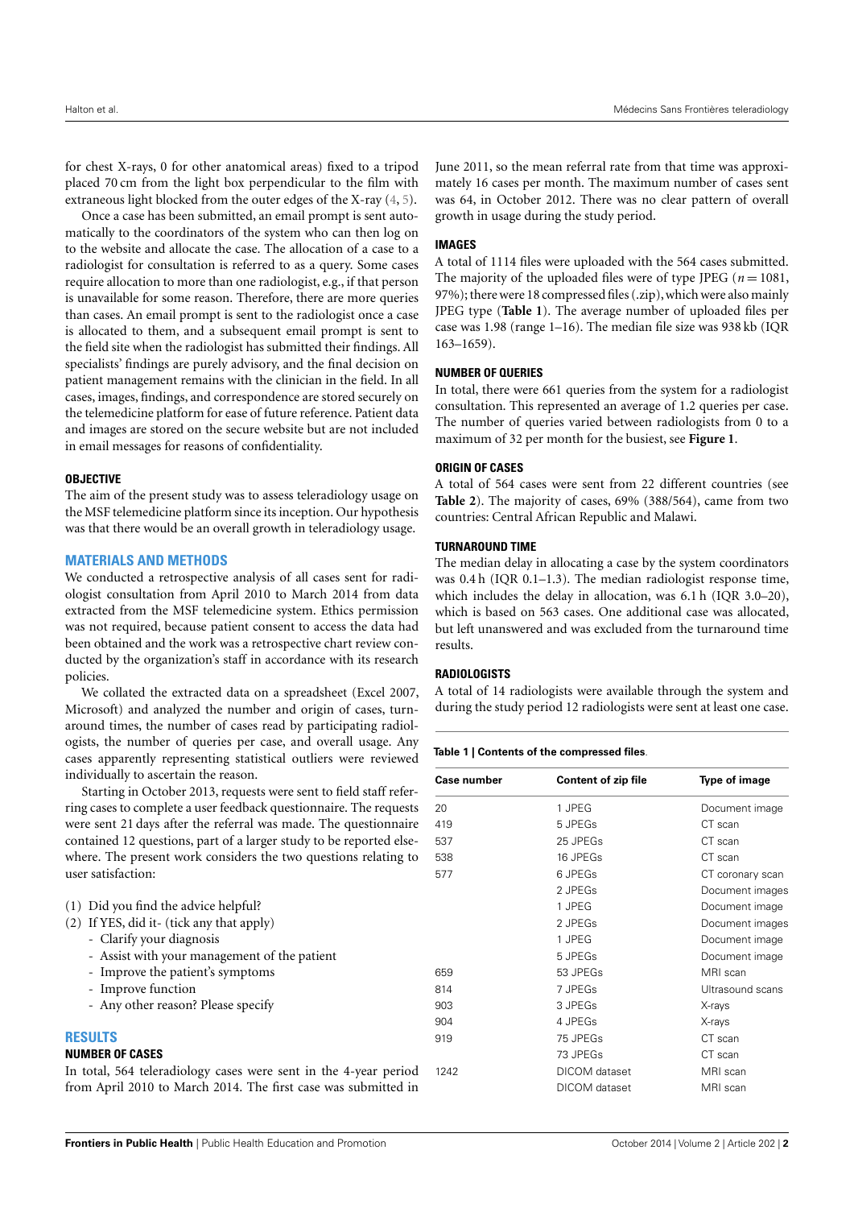for chest X-rays, 0 for other anatomical areas) fixed to a tripod placed 70 cm from the light box perpendicular to the film with extraneous light blocked from the outer edges of the X-ray (4, 5).

Once a case has been submitted, an email prompt is sent automatically to the coordinators of the system who can then log on to the website and allocate the case. The allocation of a case to a radiologist for consultation is referred to as a query. Some cases require allocation to more than one radiologist, e.g., if that person is unavailable for some reason. Therefore, there are more queries than cases. An email prompt is sent to the radiologist once a case is allocated to them, and a subsequent email prompt is sent to the field site when the radiologist has submitted their findings. All specialists' findings are purely advisory, and the final decision on patient management remains with the clinician in the field. In all cases, images, findings, and correspondence are stored securely on the telemedicine platform for ease of future reference. Patient data and images are stored on the secure website but are not included in email messages for reasons of confidentiality.

### OBJECTIVE

The aim of the present study was to assess teleradiology usage on the MSF telemedicine platform since its inception. Our hypothesis was that there would be an overall growth in teleradiology usage.

## MATERIALS AND METHODS

We conducted a retrospective analysis of all cases sent for radiologist consultation from April 2010 to March 2014 from data extracted from the MSF telemedicine system. Ethics permission was not required, because patient consent to access the data had been obtained and the work was a retrospective chart review conducted by the organization's staff in accordance with its research policies.

We collated the extracted data on a spreadsheet (Excel 2007, Microsoft) and analyzed the number and origin of cases, turnaround times, the number of cases read by participating radiologists, the number of queries per case, and overall usage. Any cases apparently representing statistical outliers were reviewed individually to ascertain the reason.

Starting in October 2013, requests were sent to field staff referring cases to complete a user feedback questionnaire. The requests were sent 21 days after the referral was made. The questionnaire contained 12 questions, part of a larger study to be reported elsewhere. The present work considers the two questions relating to user satisfaction:

(1) Did you find the advice helpful?
(2) If YES, did it- (tick any that apply)
   - Clarify your diagnosis
   - Assist with your management of the patient
   - Improve the patient's symptoms
   - Improve function
   - Any other reason? Please specify

## RESULTS

### NUMBER OF CASES

In total, 564 teleradiology cases were sent in the 4-year period from April 2010 to March 2014. The first case was submitted in June 2011, so the mean referral rate from that time was approximately 16 cases per month. The maximum number of cases sent was 64, in October 2012. There was no clear pattern of overall growth in usage during the study period.

### IMAGES

A total of 1114 files were uploaded with the 564 cases submitted. The majority of the uploaded files were of type JPEG ($n = 1081$, 97%); there were 18 compressed files (.zip), which were also mainly JPEG type (**Table 1**). The average number of uploaded files per case was 1.98 (range 1–16). The median file size was 938 kb (IQR 163–1659).

### NUMBER OF QUERIES

In total, there were 661 queries from the system for a radiologist consultation. This represented an average of 1.2 queries per case. The number of queries varied between radiologists from 0 to a maximum of 32 per month for the busiest, see **Figure 1**.

### ORIGIN OF CASES

A total of 564 cases were sent from 22 different countries (see **Table 2**). The majority of cases, 69% (388/564), came from two countries: Central African Republic and Malawi.

### TURNAROUND TIME

The median delay in allocating a case by the system coordinators was 0.4 h (IQR 0.1–1.3). The median radiologist response time, which includes the delay in allocation, was 6.1 h (IQR 3.0–20), which is based on 563 cases. One additional case was allocated, but left unanswered and was excluded from the turnaround time results.

### RADIOLOGISTS

A total of 14 radiologists were available through the system and during the study period 12 radiologists were sent at least one case.

**Table 1 | Contents of the compressed files.**

| Case number | Content of zip file | Type of image |
|---|---|---|
| 20 | 1 JPEG | Document image |
| 419 | 5 JPEGs | CT scan |
| 537 | 25 JPEGs | CT scan |
| 538 | 16 JPEGs | CT scan |
| 577 | 6 JPEGs | CT coronary scan |
| | 2 JPEGs | Document images |
| | 1 JPEG | Document image |
| | 2 JPEGs | Document images |
| | 1 JPEG | Document image |
| | 5 JPEGs | Document image |
| 659 | 53 JPEGs | MRI scan |
| 814 | 7 JPEGs | Ultrasound scans |
| 903 | 3 JPEGs | X-rays |
| 904 | 4 JPEGs | X-rays |
| 919 | 75 JPEGs | CT scan |
| | 73 JPEGs | CT scan |
| 1242 | DICOM dataset | MRI scan |
| | DICOM dataset | MRI scan |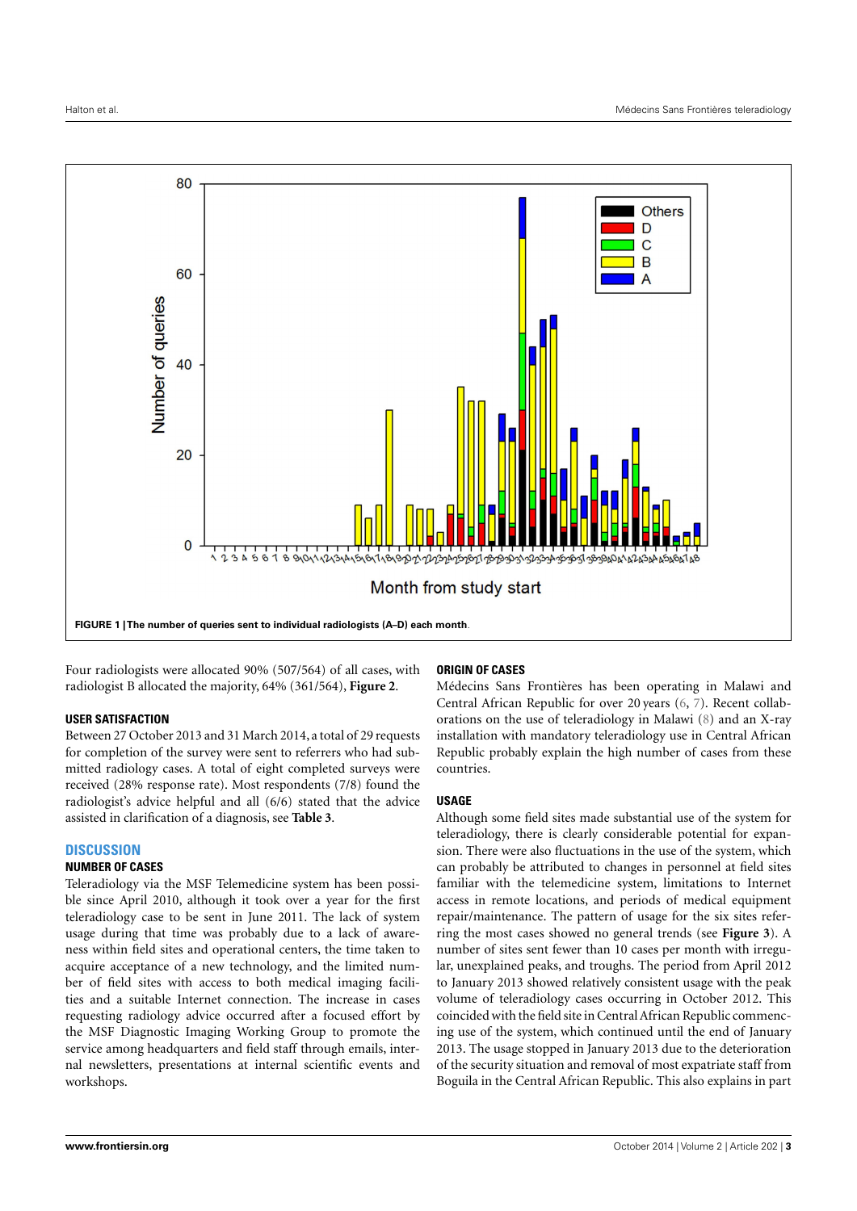**FIGURE 1 | The number of queries sent to individual radiologists (A–D) each month.**

Four radiologists were allocated 90% (507/564) of all cases, with radiologist B allocated the majority, 64% (361/564), **Figure 2**.

### USER SATISFACTION

Between 27 October 2013 and 31 March 2014, a total of 29 requests for completion of the survey were sent to referrers who had submitted radiology cases. A total of eight completed surveys were received (28% response rate). Most respondents (7/8) found the radiologist's advice helpful and all (6/6) stated that the advice assisted in clarification of a diagnosis, see **Table 3**.

## DISCUSSION

### NUMBER OF CASES

Teleradiology via the MSF Telemedicine system has been possible since April 2010, although it took over a year for the first teleradiology case to be sent in June 2011. The lack of system usage during that time was probably due to a lack of awareness within field sites and operational centers, the time taken to acquire acceptance of a new technology, and the limited number of field sites with access to both medical imaging facilities and a suitable Internet connection. The increase in cases requesting radiology advice occurred after a focused effort by the MSF Diagnostic Imaging Working Group to promote the service among headquarters and field staff through emails, internal newsletters, presentations at internal scientific events and workshops.

### ORIGIN OF CASES

Médecins Sans Frontières has been operating in Malawi and Central African Republic for over 20 years (6, 7). Recent collaborations on the use of teleradiology in Malawi (8) and an X-ray installation with mandatory teleradiology use in Central African Republic probably explain the high number of cases from these countries.

### USAGE

Although some field sites made substantial use of the system for teleradiology, there is clearly considerable potential for expansion. There were also fluctuations in the use of the system, which can probably be attributed to changes in personnel at field sites familiar with the telemedicine system, limitations to Internet access in remote locations, and periods of medical equipment repair/maintenance. The pattern of usage for the six sites referring the most cases showed no general trends (see **Figure 3**). A number of sites sent fewer than 10 cases per month with irregular, unexplained peaks, and troughs. The period from April 2012 to January 2013 showed relatively consistent usage with the peak volume of teleradiology cases occurring in October 2012. This coincided with the field site in Central African Republic commencing use of the system, which continued until the end of January 2013. The usage stopped in January 2013 due to the deterioration of the security situation and removal of most expatriate staff from Boguila in the Central African Republic. This also explains in part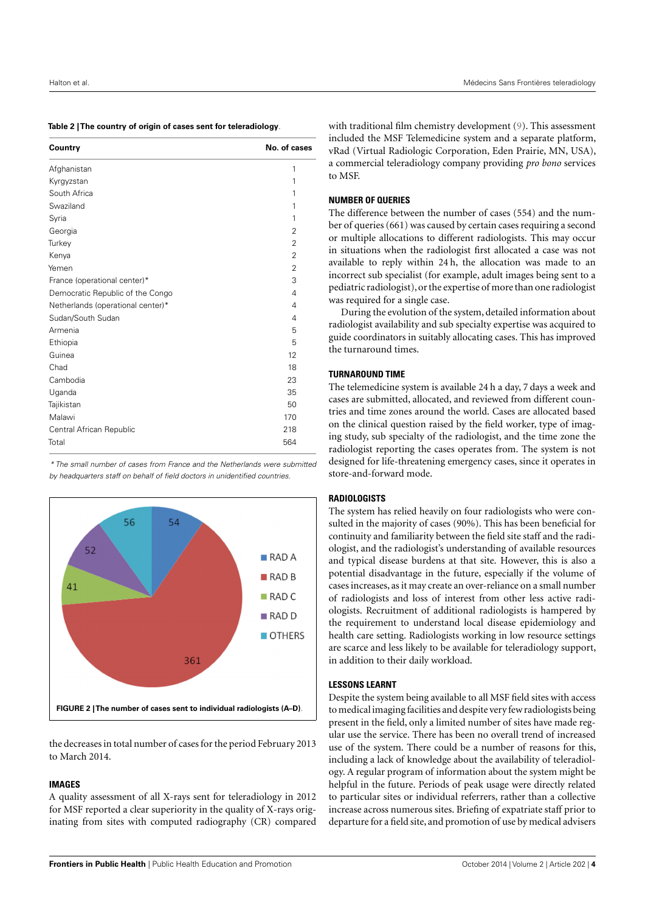**Table 2 | The country of origin of cases sent for teleradiology.**

| Country | No. of cases |
|---|---|
| Afghanistan | 1 |
| Kyrgyzstan | 1 |
| South Africa | 1 |
| Swaziland | 1 |
| Syria | 1 |
| Georgia | 2 |
| Turkey | 2 |
| Kenya | 2 |
| Yemen | 2 |
| France (operational center)* | 3 |
| Democratic Republic of the Congo | 4 |
| Netherlands (operational center)* | 4 |
| Sudan/South Sudan | 4 |
| Armenia | 5 |
| Ethiopia | 5 |
| Guinea | 12 |
| Chad | 18 |
| Cambodia | 23 |
| Uganda | 35 |
| Tajikistan | 50 |
| Malawi | 170 |
| Central African Republic | 218 |
| Total | 564 |

*\* The small number of cases from France and the Netherlands were submitted by headquarters staff on behalf of field doctors in unidentified countries.*

| Radiologist | No. of cases |
|---|---|
| RAD A | 54 |
| RAD B | 361 |
| RAD C | 41 |
| RAD D | 52 |
| OTHERS | 56 |

**FIGURE 2 | The number of cases sent to individual radiologists (A–D).**

the decreases in total number of cases for the period February 2013 to March 2014.

## IMAGES

A quality assessment of all X-rays sent for teleradiology in 2012 for MSF reported a clear superiority in the quality of X-rays originating from sites with computed radiography (CR) compared with traditional film chemistry development (9). This assessment included the MSF Telemedicine system and a separate platform, vRad (Virtual Radiologic Corporation, Eden Prairie, MN, USA), a commercial teleradiology company providing *pro bono* services to MSF.

## NUMBER OF QUERIES

The difference between the number of cases (554) and the number of queries (661) was caused by certain cases requiring a second or multiple allocations to different radiologists. This may occur in situations when the radiologist first allocated a case was not available to reply within 24 h, the allocation was made to an incorrect sub specialist (for example, adult images being sent to a pediatric radiologist), or the expertise of more than one radiologist was required for a single case.

During the evolution of the system, detailed information about radiologist availability and sub specialty expertise was acquired to guide coordinators in suitably allocating cases. This has improved the turnaround times.

## TURNAROUND TIME

The telemedicine system is available 24 h a day, 7 days a week and cases are submitted, allocated, and reviewed from different countries and time zones around the world. Cases are allocated based on the clinical question raised by the field worker, type of imaging study, sub specialty of the radiologist, and the time zone the radiologist reporting the cases operates from. The system is not designed for life-threatening emergency cases, since it operates in store-and-forward mode.

## RADIOLOGISTS

The system has relied heavily on four radiologists who were consulted in the majority of cases (90%). This has been beneficial for continuity and familiarity between the field site staff and the radiologist, and the radiologist's understanding of available resources and typical disease burdens at that site. However, this is also a potential disadvantage in the future, especially if the volume of cases increases, as it may create an over-reliance on a small number of radiologists and loss of interest from other less active radiologists. Recruitment of additional radiologists is hampered by the requirement to understand local disease epidemiology and health care setting. Radiologists working in low resource settings are scarce and less likely to be available for teleradiology support, in addition to their daily workload.

## LESSONS LEARNT

Despite the system being available to all MSF field sites with access to medical imaging facilities and despite very few radiologists being present in the field, only a limited number of sites have made regular use the service. There has been no overall trend of increased use of the system. There could be a number of reasons for this, including a lack of knowledge about the availability of teleradiology. A regular program of information about the system might be helpful in the future. Periods of peak usage were directly related to particular sites or individual referrers, rather than a collective increase across numerous sites. Briefing of expatriate staff prior to departure for a field site, and promotion of use by medical advisers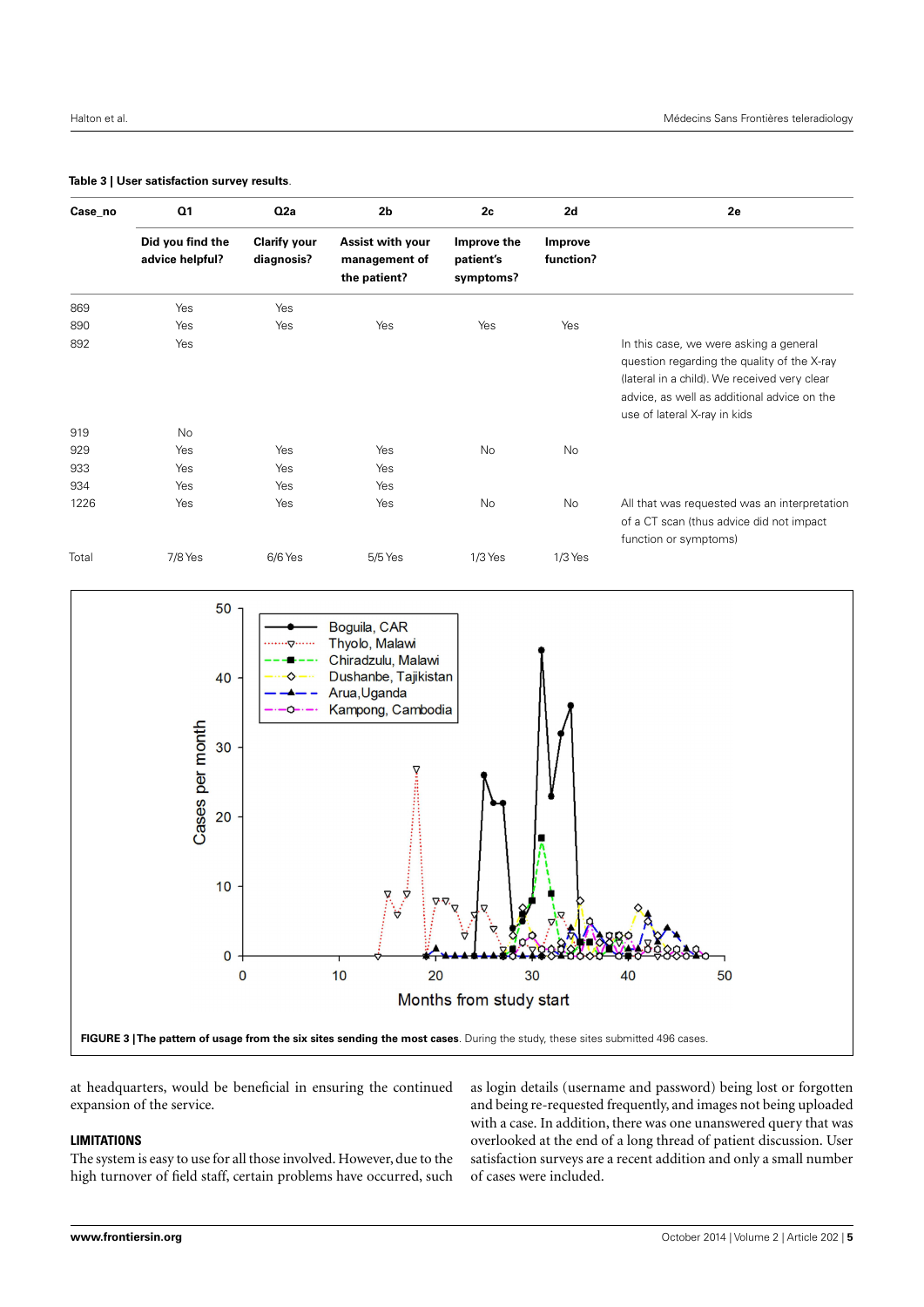**Table 3 | User satisfaction survey results.**

| Case_no | Q1 | Q2a | 2b | 2c | 2d | 2e |
|---|---|---|---|---|---|---|
| | **Did you find the advice helpful?** | **Clarify your diagnosis?** | **Assist with your management of the patient?** | **Improve the patient's symptoms?** | **Improve function?** | |
| 869 | Yes | Yes | | | | |
| 890 | Yes | Yes | Yes | Yes | Yes | |
| 892 | Yes | | | | | In this case, we were asking a general question regarding the quality of the X-ray (lateral in a child). We received very clear advice, as well as additional advice on the use of lateral X-ray in kids |
| 919 | No | | | | | |
| 929 | Yes | Yes | Yes | No | No | |
| 933 | Yes | Yes | Yes | | | |
| 934 | Yes | Yes | Yes | | | |
| 1226 | Yes | Yes | Yes | No | No | All that was requested was an interpretation of a CT scan (thus advice did not impact function or symptoms) |
| Total | 7/8 Yes | 6/6 Yes | 5/5 Yes | 1/3 Yes | 1/3 Yes | |

**FIGURE 3 | The pattern of usage from the six sites sending the most cases**. During the study, these sites submitted 496 cases.

at headquarters, would be beneficial in ensuring the continued expansion of the service.

## LIMITATIONS

The system is easy to use for all those involved. However, due to the high turnover of field staff, certain problems have occurred, such as login details (username and password) being lost or forgotten and being re-requested frequently, and images not being uploaded with a case. In addition, there was one unanswered query that was overlooked at the end of a long thread of patient discussion. User satisfaction surveys are a recent addition and only a small number of cases were included.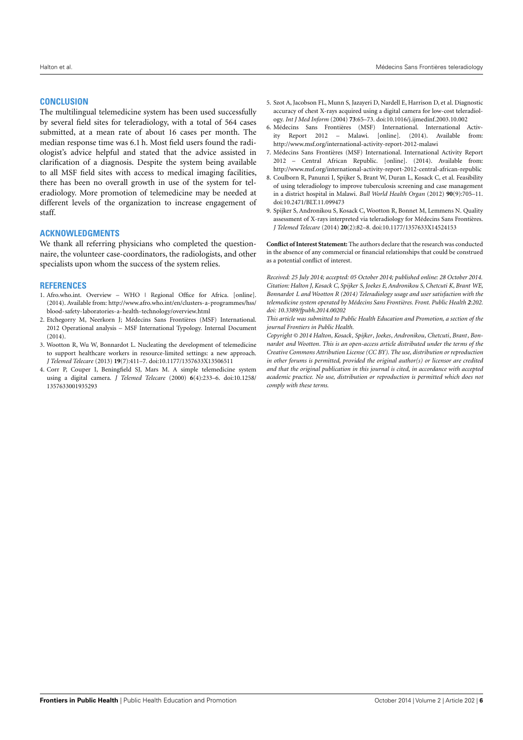## CONCLUSION

The multilingual telemedicine system has been used successfully by several field sites for teleradiology, with a total of 564 cases submitted, at a mean rate of about 16 cases per month. The median response time was 6.1 h. Most field users found the radiologist's advice helpful and stated that the advice assisted in clarification of a diagnosis. Despite the system being available to all MSF field sites with access to medical imaging facilities, there has been no overall growth in use of the system for teleradiology. More promotion of telemedicine may be needed at different levels of the organization to increase engagement of staff.

## ACKNOWLEDGMENTS

We thank all referring physicians who completed the questionnaire, the volunteer case-coordinators, the radiologists, and other specialists upon whom the success of the system relies.

## REFERENCES

1. Afro.who.int. Overview – WHO | Regional Office for Africa. [online]. (2014). Available from: http://www.afro.who.int/en/clusters-a-programmes/hss/blood-safety-laboratories-a-health-technology/overview.html
2. Etchegorry M, Neerkorn J; Médecins Sans Frontières (MSF) International. 2012 Operational analysis – MSF International Typology. Internal Document (2014).
3. Wootton R, Wu W, Bonnardot L. Nucleating the development of telemedicine to support healthcare workers in resource-limited settings: a new approach. *J Telemed Telecare* (2013) **19**(7):411–7. doi:10.1177/1357633X13506511
4. Corr P, Couper I, Beningfield SJ, Mars M. A simple telemedicine system using a digital camera. *J Telemed Telecare* (2000) **6**(4):233–6. doi:10.1258/1357633001935293
5. Szot A, Jacobson FL, Munn S, Jazayeri D, Nardell E, Harrison D, et al. Diagnostic accuracy of chest X-rays acquired using a digital camera for low-cost teleradiology. *Int J Med Inform* (2004) **73**:65–73. doi:10.1016/j.ijmedinf.2003.10.002
6. Médecins Sans Frontières (MSF) International. International Activity Report 2012 – Malawi. [online]. (2014). Available from: http://www.msf.org/international-activity-report-2012-malawi
7. Médecins Sans Frontières (MSF) International. International Activity Report 2012 – Central African Republic. [online]. (2014). Available from: http://www.msf.org/international-activity-report-2012-central-african-republic
8. Coulborn R, Panunzi I, Spijker S, Brant W, Duran L, Kosack C, et al. Feasibility of using teleradiology to improve tuberculosis screening and case management in a district hospital in Malawi. *Bull World Health Organ* (2012) **90**(9):705–11. doi:10.2471/BLT.11.099473
9. Spijker S, Andronikou S, Kosack C, Wootton R, Bonnet M, Lemmens N. Quality assessment of X-rays interpreted via teleradiology for Médecins Sans Frontières. *J Telemed Telecare* (2014) **20**(2):82–8. doi:10.1177/1357633X14524153

**Conflict of Interest Statement:** The authors declare that the research was conducted in the absence of any commercial or financial relationships that could be construed as a potential conflict of interest.

*Received: 25 July 2014; accepted: 05 October 2014; published online: 28 October 2014.*
*Citation: Halton J, Kosack C, Spijker S, Joekes E, Andronikou S, Chetcuti K, Brant WE, Bonnardot L and Wootton R (2014) Teleradiology usage and user satisfaction with the telemedicine system operated by Médecins Sans Frontières. Front. Public Health **2**:202. doi: 10.3389/fpubh.2014.00202*
*This article was submitted to Public Health Education and Promotion, a section of the journal Frontiers in Public Health.*
*Copyright © 2014 Halton, Kosack, Spijker, Joekes, Andronikou, Chetcuti, Brant, Bonnardot and Wootton. This is an open-access article distributed under the terms of the Creative Commons Attribution License (CC BY). The use, distribution or reproduction in other forums is permitted, provided the original author(s) or licensor are credited and that the original publication in this journal is cited, in accordance with accepted academic practice. No use, distribution or reproduction is permitted which does not comply with these terms.*